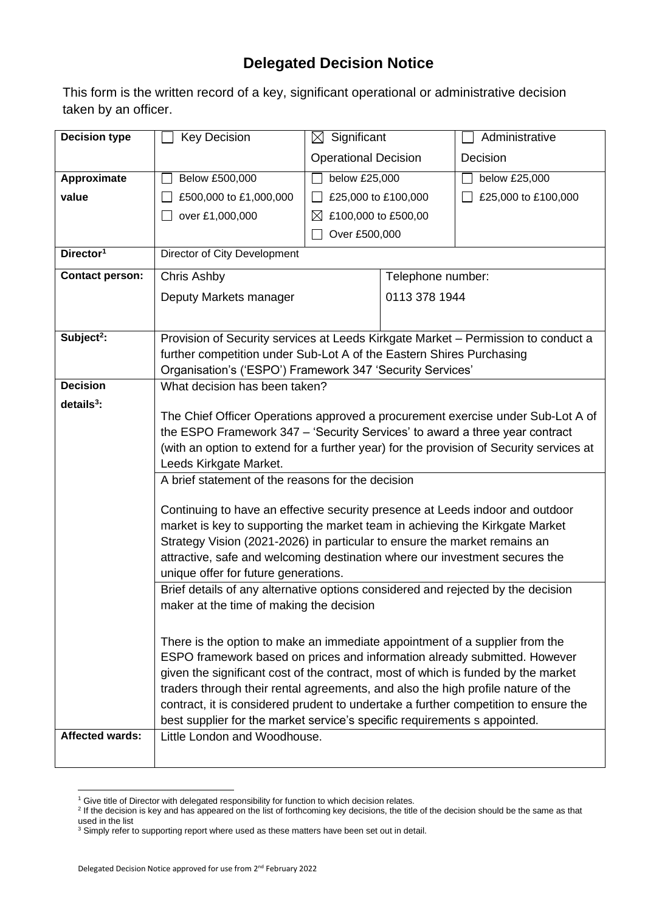# Delegated Decision Notice

This form is the written record of a key, significant operational or administrative decision taken by an officer.

| **Decision type** | ☐ Key Decision | ☒ Significant Operational Decision | | ☐ Administrative Decision |
|---|---|---|---|---|
| **Approximate value** | ☐ Below £500,000<br>☐ £500,000 to £1,000,000<br>☐ over £1,000,000 | ☐ below £25,000<br>☐ £25,000 to £100,000<br>☒ £100,000 to £500,00<br>☐ Over £500,000 | | ☐ below £25,000<br>☐ £25,000 to £100,000 |
| **Director**[1] | Director of City Development | | | |
| **Contact person:** | Chris Ashby<br>Deputy Markets manager | | Telephone number:<br>0113 378 1944 | |
| **Subject**[2]**:** | Provision of Security services at Leeds Kirkgate Market – Permission to conduct a further competition under Sub-Lot A of the Eastern Shires Purchasing Organisation's ('ESPO') Framework 347 'Security Services' | | | |
| **Decision details**[3]**:** | What decision has been taken?<br><br>The Chief Officer Operations approved a procurement exercise under Sub-Lot A of the ESPO Framework 347 – 'Security Services' to award a three year contract (with an option to extend for a further year) for the provision of Security services at Leeds Kirkgate Market. | | | |
| | A brief statement of the reasons for the decision<br><br>Continuing to have an effective security presence at Leeds indoor and outdoor market is key to supporting the market team in achieving the Kirkgate Market Strategy Vision (2021-2026) in particular to ensure the market remains an attractive, safe and welcoming destination where our investment secures the unique offer for future generations. | | | |
| | Brief details of any alternative options considered and rejected by the decision maker at the time of making the decision<br><br>There is the option to make an immediate appointment of a supplier from the ESPO framework based on prices and information already submitted. However given the significant cost of the contract, most of which is funded by the market traders through their rental agreements, and also the high profile nature of the contract, it is considered prudent to undertake a further competition to ensure the best supplier for the market service's specific requirements s appointed. | | | |
| **Affected wards:** | Little London and Woodhouse. | | | |

[1] Give title of Director with delegated responsibility for function to which decision relates.

[2] If the decision is key and has appeared on the list of forthcoming key decisions, the title of the decision should be the same as that used in the list

[3] Simply refer to supporting report where used as these matters have been set out in detail.

Delegated Decision Notice approved for use from 2nd February 2022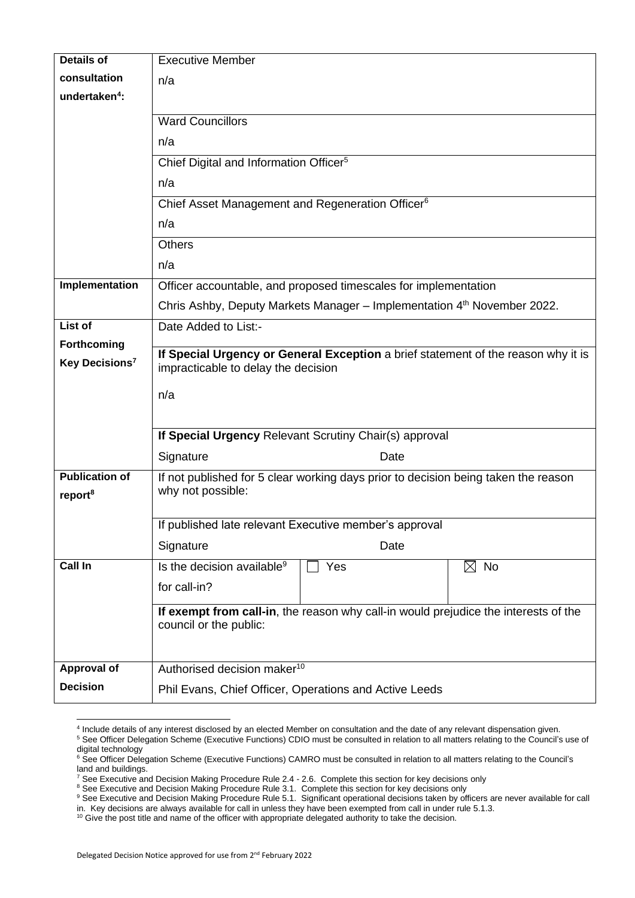| | | | |
|---|---|---|---|
| **Details of consultation undertaken**[4]**:** | Executive Member<br>n/a | | |
| | Ward Councillors<br>n/a | | |
| | Chief Digital and Information Officer[5]<br>n/a | | |
| | Chief Asset Management and Regeneration Officer[6]<br>n/a | | |
| | Others<br>n/a | | |
| **Implementation** | Officer accountable, and proposed timescales for implementation<br>Chris Ashby, Deputy Markets Manager – Implementation 4th November 2022. | | |
| **List of Forthcoming Key Decisions**[7] | Date Added to List:- | | |
| | **If Special Urgency or General Exception** a brief statement of the reason why it is impracticable to delay the decision<br>n/a | | |
| | **If Special Urgency** Relevant Scrutiny Chair(s) approval<br>Signature Date | | |
| **Publication of report**[8] | If not published for 5 clear working days prior to decision being taken the reason why not possible: | | |
| | If published late relevant Executive member's approval<br>Signature Date | | |
| **Call In** | Is the decision available[9] for call-in? | ☐ Yes | ☒ No |
| | **If exempt from call-in**, the reason why call-in would prejudice the interests of the council or the public: | | |
| **Approval of Decision** | Authorised decision maker[10]<br>Phil Evans, Chief Officer, Operations and Active Leeds | | |

[4] Include details of any interest disclosed by an elected Member on consultation and the date of any relevant dispensation given.

[5] See Officer Delegation Scheme (Executive Functions) CDIO must be consulted in relation to all matters relating to the Council's use of digital technology

[6] See Officer Delegation Scheme (Executive Functions) CAMRO must be consulted in relation to all matters relating to the Council's land and buildings.

[7] See Executive and Decision Making Procedure Rule 2.4 - 2.6. Complete this section for key decisions only

[8] See Executive and Decision Making Procedure Rule 3.1. Complete this section for key decisions only

[9] See Executive and Decision Making Procedure Rule 5.1. Significant operational decisions taken by officers are never available for call in. Key decisions are always available for call in unless they have been exempted from call in under rule 5.1.3.

[10] Give the post title and name of the officer with appropriate delegated authority to take the decision.

Delegated Decision Notice approved for use from 2nd February 2022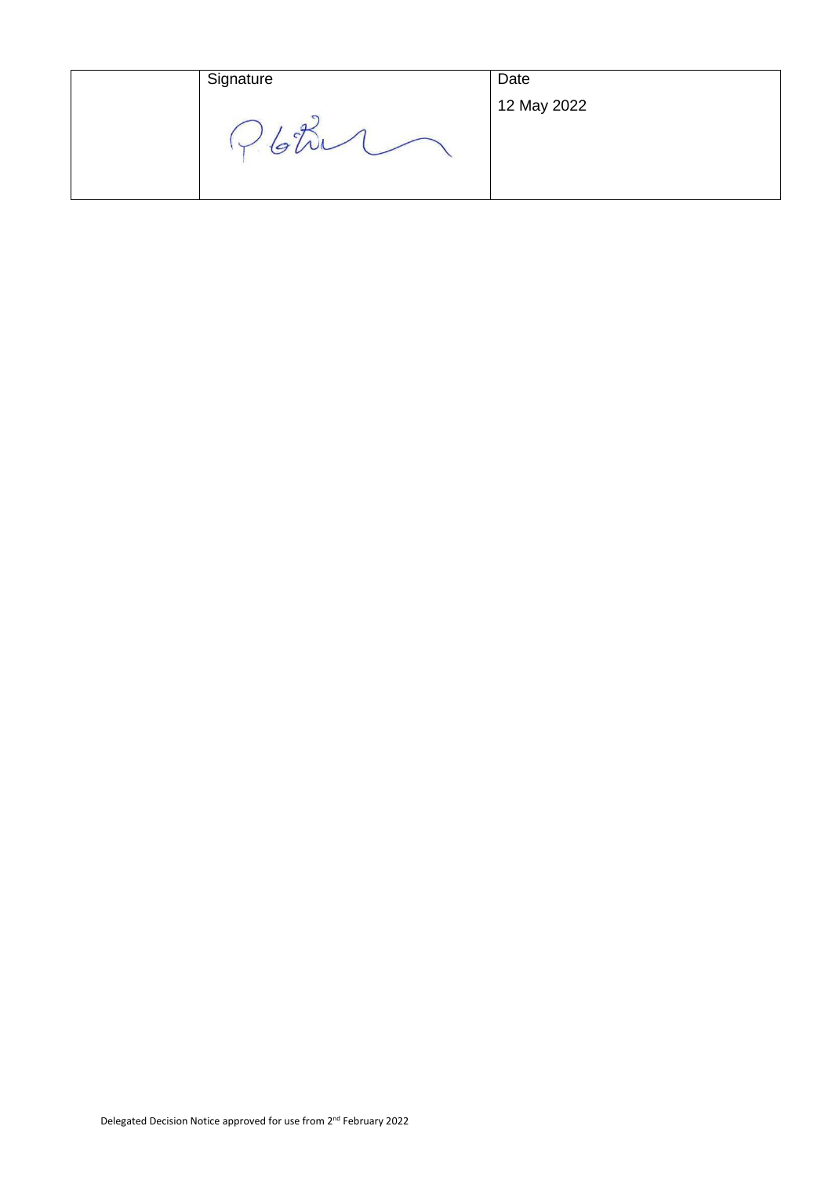| | | |
|---|---|---|
| | Signature | Date<br>12 May 2022 |

Delegated Decision Notice approved for use from 2nd February 2022